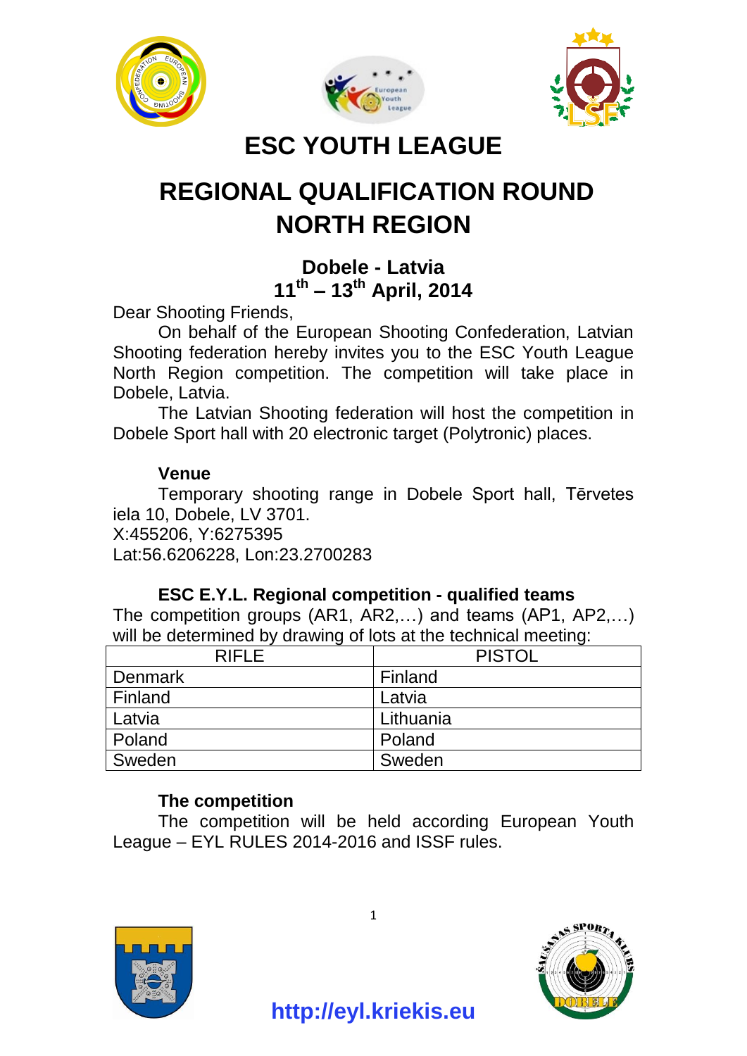# ESC YOUTH LEAGUE

# REGIONAL QUALIFICATION ROUND
# NORTH REGION

### Dobele - Latvia
### 11th – 13th April, 2014

Dear Shooting Friends,

On behalf of the European Shooting Confederation, Latvian Shooting federation hereby invites you to the ESC Youth League North Region competition. The competition will take place in Dobele, Latvia.

The Latvian Shooting federation will host the competition in Dobele Sport hall with 20 electronic target (Polytronic) places.

**Venue**

Temporary shooting range in Dobele Sport hall, Tērvetes iela 10, Dobele, LV 3701.
X:455206, Y:6275395
Lat:56.6206228, Lon:23.2700283

**ESC E.Y.L. Regional competition - qualified teams**

The competition groups (AR1, AR2,…) and teams (AP1, AP2,…) will be determined by drawing of lots at the technical meeting:

| RIFLE | PISTOL |
|---|---|
| Denmark | Finland |
| Finland | Latvia |
| Latvia | Lithuania |
| Poland | Poland |
| Sweden | Sweden |

**The competition**

The competition will be held according European Youth League – EYL RULES 2014-2016 and ISSF rules.

**http://eyl.kriekis.eu**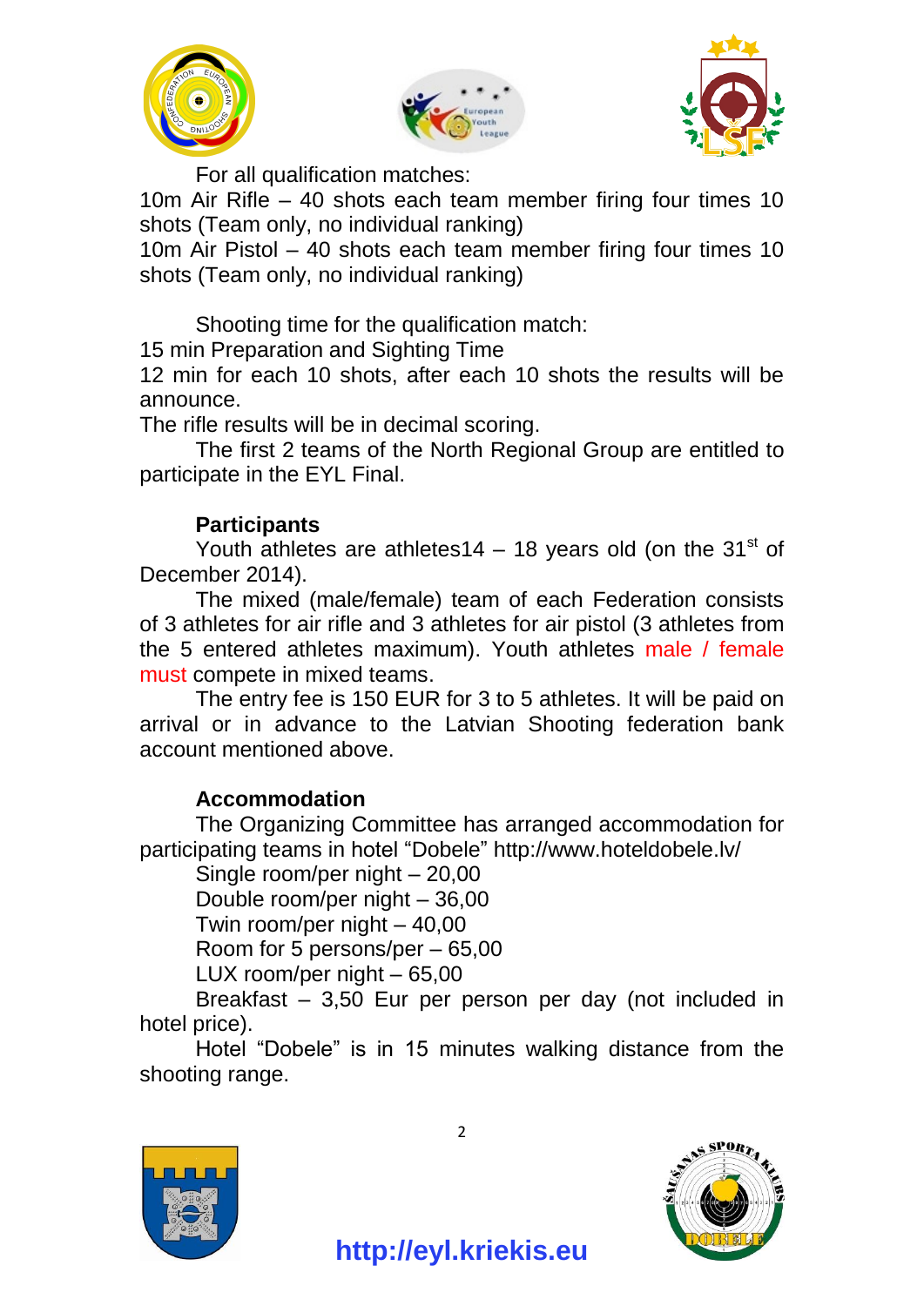For all qualification matches:

10m Air Rifle – 40 shots each team member firing four times 10 shots (Team only, no individual ranking)

10m Air Pistol – 40 shots each team member firing four times 10 shots (Team only, no individual ranking)

Shooting time for the qualification match:

15 min Preparation and Sighting Time

12 min for each 10 shots, after each 10 shots the results will be announce.

The rifle results will be in decimal scoring.

The first 2 teams of the North Regional Group are entitled to participate in the EYL Final.

**Participants**

Youth athletes are athletes14 – 18 years old (on the 31st of December 2014).

The mixed (male/female) team of each Federation consists of 3 athletes for air rifle and 3 athletes for air pistol (3 athletes from the 5 entered athletes maximum). Youth athletes male / female must compete in mixed teams.

The entry fee is 150 EUR for 3 to 5 athletes. It will be paid on arrival or in advance to the Latvian Shooting federation bank account mentioned above.

**Accommodation**

The Organizing Committee has arranged accommodation for participating teams in hotel “Dobele” http://www.hoteldobele.lv/

Single room/per night – 20,00

Double room/per night – 36,00

Twin room/per night – 40,00

Room for 5 persons/per – 65,00

LUX room/per night – 65,00

Breakfast – 3,50 Eur per person per day (not included in hotel price).

Hotel “Dobele” is in 15 minutes walking distance from the shooting range.

**http://eyl.kriekis.eu**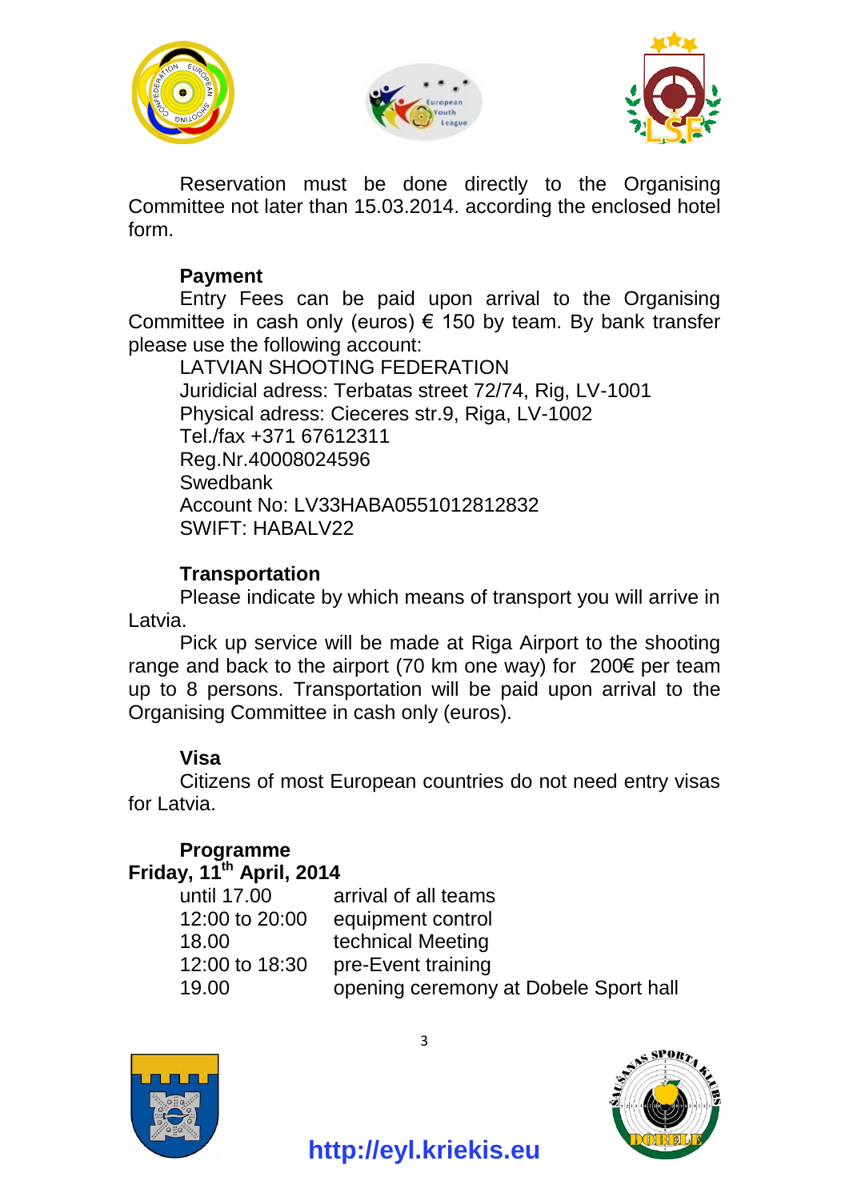Reservation must be done directly to the Organising Committee not later than 15.03.2014. according the enclosed hotel form.

**Payment**

Entry Fees can be paid upon arrival to the Organising Committee in cash only (euros) € 150 by team. By bank transfer please use the following account:

LATVIAN SHOOTING FEDERATION
Juridicial adress: Terbatas street 72/74, Rig, LV-1001
Physical adress: Cieceres str.9, Riga, LV-1002
Tel./fax +371 67612311
Reg.Nr.40008024596
Swedbank
Account No: LV33HABA0551012812832
SWIFT: HABALV22

**Transportation**

Please indicate by which means of transport you will arrive in Latvia.

Pick up service will be made at Riga Airport to the shooting range and back to the airport (70 km one way) for 200€ per team up to 8 persons. Transportation will be paid upon arrival to the Organising Committee in cash only (euros).

**Visa**

Citizens of most European countries do not need entry visas for Latvia.

**Programme**

**Friday, 11th April, 2014**

| | |
|---|---|
| until 17.00 | arrival of all teams |
| 12:00 to 20:00 | equipment control |
| 18.00 | technical Meeting |
| 12:00 to 18:30 | pre-Event training |
| 19.00 | opening ceremony at Dobele Sport hall |

**http://eyl.kriekis.eu**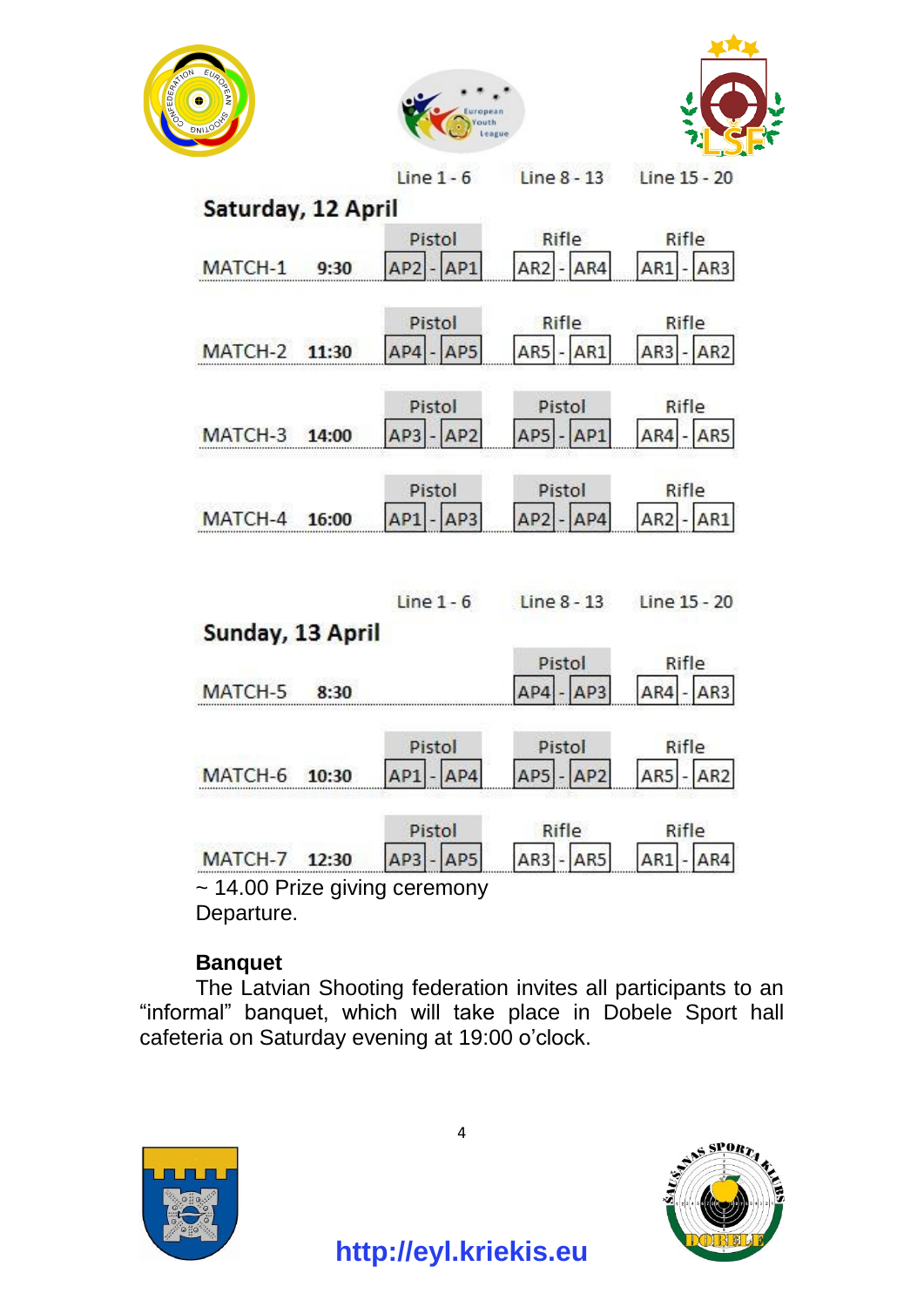## Saturday, 12 April

| | | Line 1 - 6 | Line 8 - 13 | Line 15 - 20 |
|---|---|---|---|---|
| MATCH-1 | 9:30 | Pistol AP2 - AP1 | Rifle AR2 - AR4 | Rifle AR1 - AR3 |
| MATCH-2 | 11:30 | Pistol AP4 - AP5 | Rifle AR5 - AR1 | Rifle AR3 - AR2 |
| MATCH-3 | 14:00 | Pistol AP3 - AP2 | Pistol AP5 - AP1 | Rifle AR4 - AR5 |
| MATCH-4 | 16:00 | Pistol AP1 - AP3 | Pistol AP2 - AP4 | Rifle AR2 - AR1 |

## Sunday, 13 April

| | | Line 1 - 6 | Line 8 - 13 | Line 15 - 20 |
|---|---|---|---|---|
| MATCH-5 | 8:30 | | Pistol AP4 - AP3 | Rifle AR4 - AR3 |
| MATCH-6 | 10:30 | Pistol AP1 - AP4 | Pistol AP5 - AP2 | Rifle AR5 - AR2 |
| MATCH-7 | 12:30 | Pistol AP3 - AP5 | Rifle AR3 - AR5 | Rifle AR1 - AR4 |

~ 14.00 Prize giving ceremony
Departure.

**Banquet**

The Latvian Shooting federation invites all participants to an "informal" banquet, which will take place in Dobele Sport hall cafeteria on Saturday evening at 19:00 o'clock.

**http://eyl.kriekis.eu**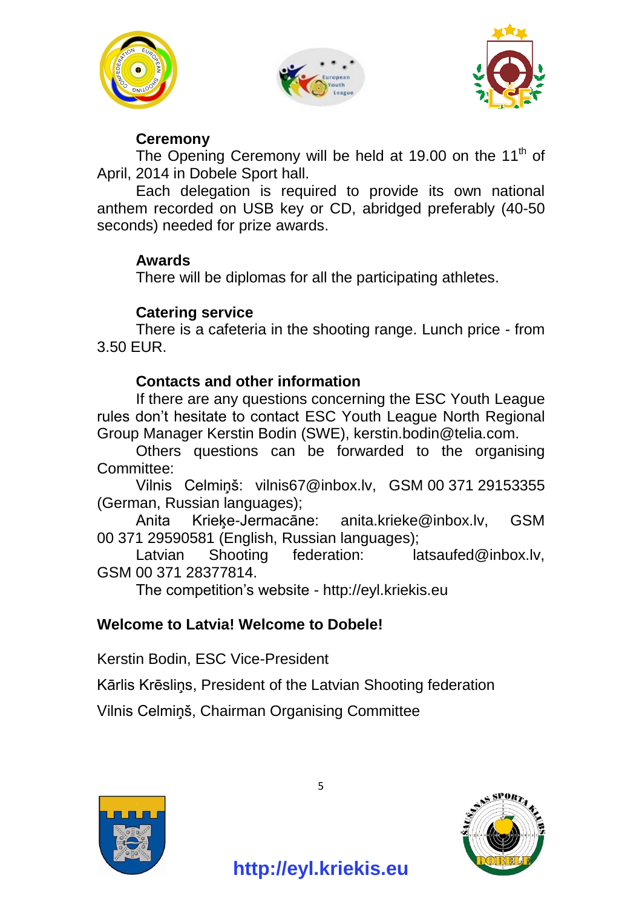### Ceremony

The Opening Ceremony will be held at 19.00 on the 11th of April, 2014 in Dobele Sport hall.

Each delegation is required to provide its own national anthem recorded on USB key or CD, abridged preferably (40-50 seconds) needed for prize awards.

### Awards

There will be diplomas for all the participating athletes.

### Catering service

There is a cafeteria in the shooting range. Lunch price - from 3.50 EUR.

### Contacts and other information

If there are any questions concerning the ESC Youth League rules don't hesitate to contact ESC Youth League North Regional Group Manager Kerstin Bodin (SWE), kerstin.bodin@telia.com.

Others questions can be forwarded to the organising Committee:

Vilnis Celmiņš: vilnis67@inbox.lv, GSM 00 371 29153355 (German, Russian languages);

Anita Krieķe-Jermacāne: anita.krieke@inbox.lv, GSM 00 371 29590581 (English, Russian languages);

Latvian Shooting federation: latsaufed@inbox.lv, GSM 00 371 28377814.

The competition's website - http://eyl.kriekis.eu

**Welcome to Latvia! Welcome to Dobele!**

Kerstin Bodin, ESC Vice-President

Kārlis Krēsliņs, President of the Latvian Shooting federation

Vilnis Celmiņš, Chairman Organising Committee

**http://eyl.kriekis.eu**